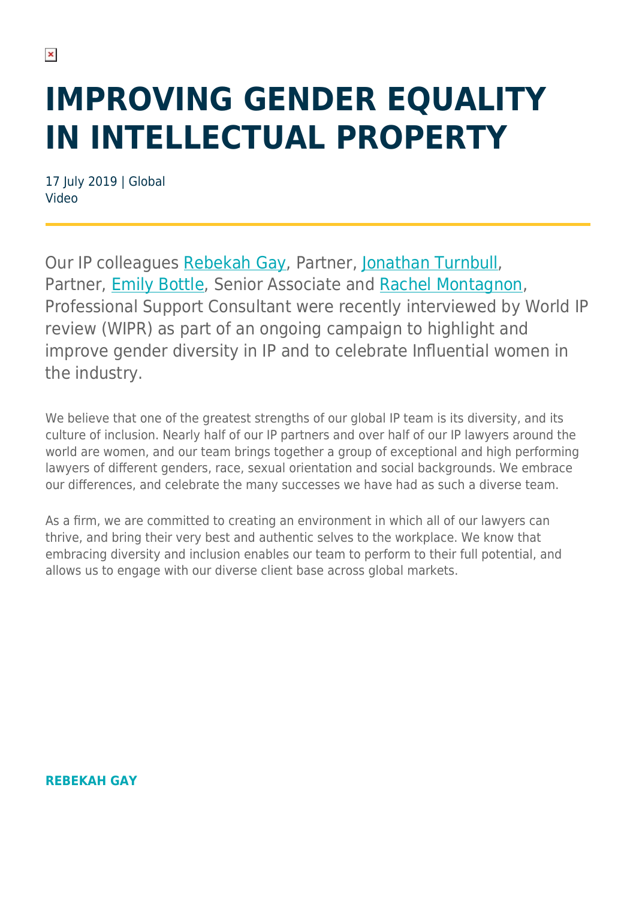# IMPROVING GENDER EQUALITY IN INTELLECTUAL PROPERTY

17 July 2019 | Global
Video

Our IP colleagues Rebekah Gay, Partner, Jonathan Turnbull, Partner, Emily Bottle, Senior Associate and Rachel Montagnon, Professional Support Consultant were recently interviewed by World IP review (WIPR) as part of an ongoing campaign to highlight and improve gender diversity in IP and to celebrate Influential women in the industry.

We believe that one of the greatest strengths of our global IP team is its diversity, and its culture of inclusion. Nearly half of our IP partners and over half of our IP lawyers around the world are women, and our team brings together a group of exceptional and high performing lawyers of different genders, race, sexual orientation and social backgrounds. We embrace our differences, and celebrate the many successes we have had as such a diverse team.

As a firm, we are committed to creating an environment in which all of our lawyers can thrive, and bring their very best and authentic selves to the workplace. We know that embracing diversity and inclusion enables our team to perform to their full potential, and allows us to engage with our diverse client base across global markets.

**REBEKAH GAY**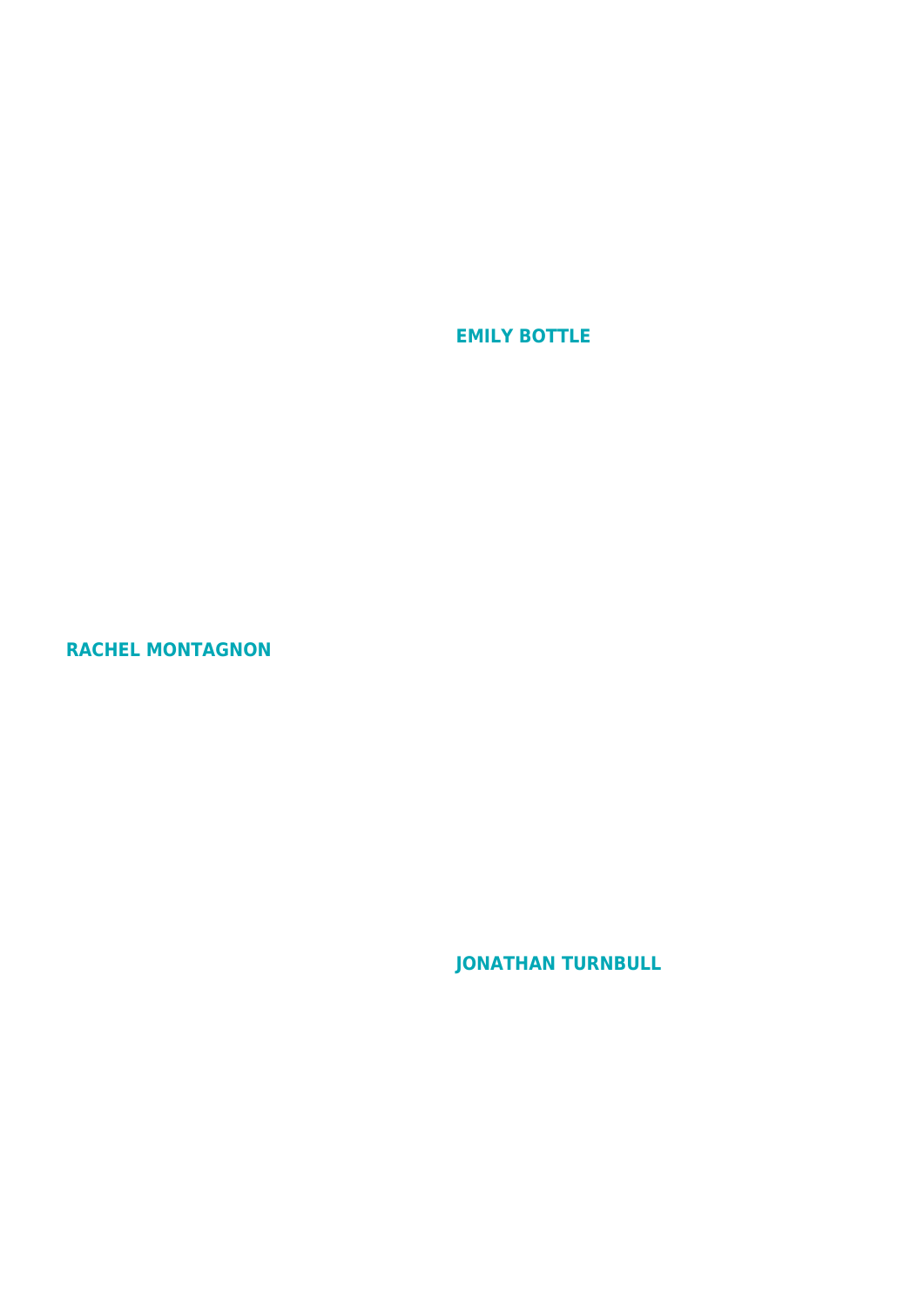**EMILY BOTTLE**

**RACHEL MONTAGNON**

**JONATHAN TURNBULL**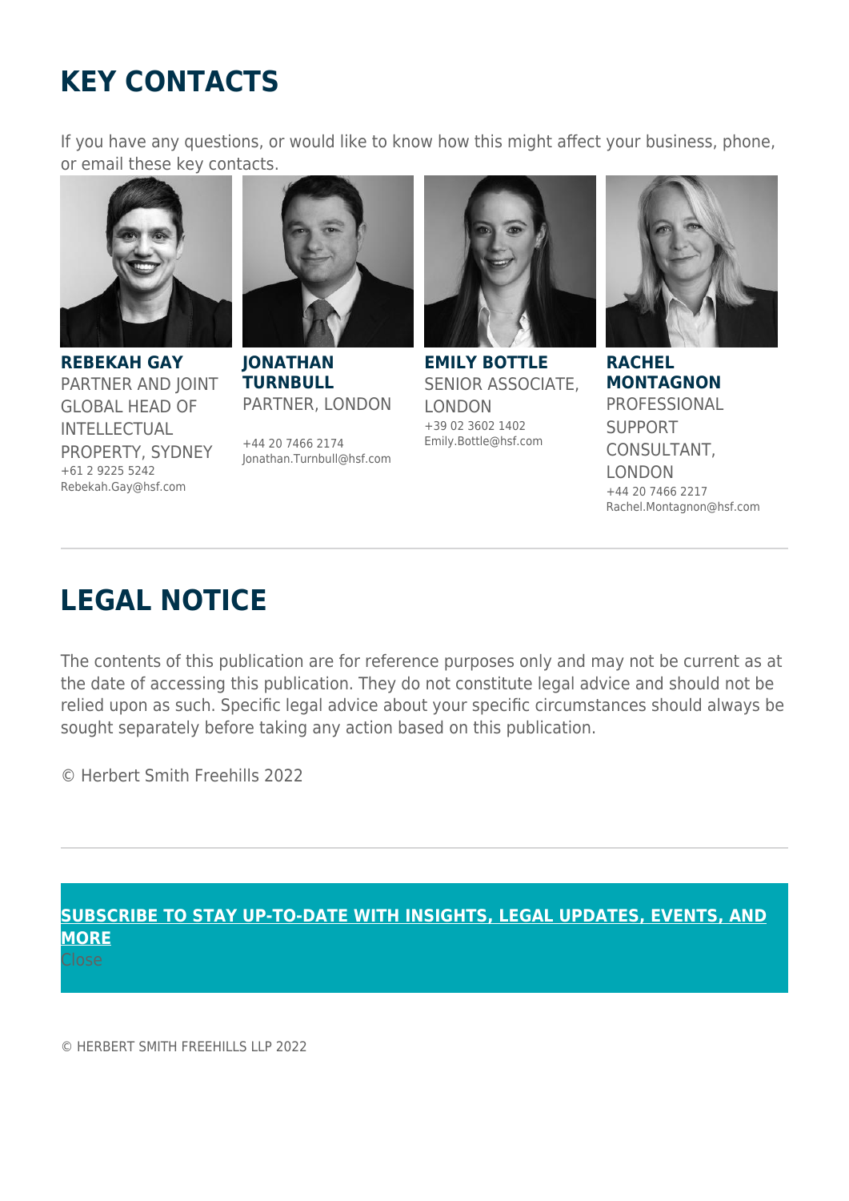## KEY CONTACTS

If you have any questions, or would like to know how this might affect your business, phone, or email these key contacts.

**REBEKAH GAY**
PARTNER AND JOINT GLOBAL HEAD OF INTELLECTUAL PROPERTY, SYDNEY
+61 2 9225 5242
Rebekah.Gay@hsf.com

**JONATHAN TURNBULL**
PARTNER, LONDON
+44 20 7466 2174
Jonathan.Turnbull@hsf.com

**EMILY BOTTLE**
SENIOR ASSOCIATE, LONDON
+39 02 3602 1402
Emily.Bottle@hsf.com

**RACHEL MONTAGNON**
PROFESSIONAL SUPPORT CONSULTANT, LONDON
+44 20 7466 2217
Rachel.Montagnon@hsf.com

## LEGAL NOTICE

The contents of this publication are for reference purposes only and may not be current as at the date of accessing this publication. They do not constitute legal advice and should not be relied upon as such. Specific legal advice about your specific circumstances should always be sought separately before taking any action based on this publication.

© Herbert Smith Freehills 2022

**SUBSCRIBE TO STAY UP-TO-DATE WITH INSIGHTS, LEGAL UPDATES, EVENTS, AND MORE**
Close

© HERBERT SMITH FREEHILLS LLP 2022